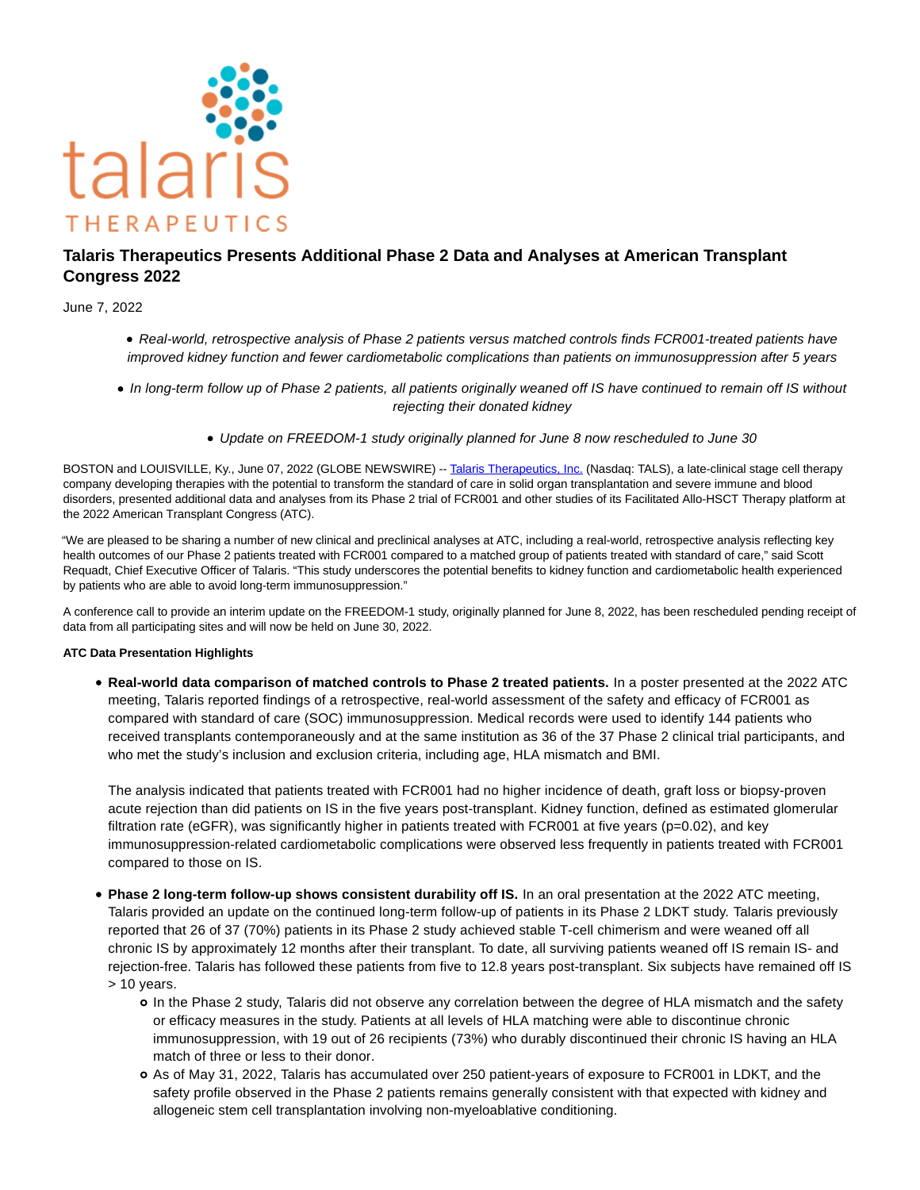# Talaris Therapeutics Presents Additional Phase 2 Data and Analyses at American Transplant Congress 2022

June 7, 2022

- *Real-world, retrospective analysis of Phase 2 patients versus matched controls finds FCR001-treated patients have improved kidney function and fewer cardiometabolic complications than patients on immunosuppression after 5 years*
- *In long-term follow up of Phase 2 patients, all patients originally weaned off IS have continued to remain off IS without rejecting their donated kidney*
- *Update on FREEDOM-1 study originally planned for June 8 now rescheduled to June 30*

BOSTON and LOUISVILLE, Ky., June 07, 2022 (GLOBE NEWSWIRE) -- Talaris Therapeutics, Inc. (Nasdaq: TALS), a late-clinical stage cell therapy company developing therapies with the potential to transform the standard of care in solid organ transplantation and severe immune and blood disorders, presented additional data and analyses from its Phase 2 trial of FCR001 and other studies of its Facilitated Allo-HSCT Therapy platform at the 2022 American Transplant Congress (ATC).

"We are pleased to be sharing a number of new clinical and preclinical analyses at ATC, including a real-world, retrospective analysis reflecting key health outcomes of our Phase 2 patients treated with FCR001 compared to a matched group of patients treated with standard of care," said Scott Requadt, Chief Executive Officer of Talaris. "This study underscores the potential benefits to kidney function and cardiometabolic health experienced by patients who are able to avoid long-term immunosuppression."

A conference call to provide an interim update on the FREEDOM-1 study, originally planned for June 8, 2022, has been rescheduled pending receipt of data from all participating sites and will now be held on June 30, 2022.

**ATC Data Presentation Highlights**

- **Real-world data comparison of matched controls to Phase 2 treated patients.** In a poster presented at the 2022 ATC meeting, Talaris reported findings of a retrospective, real-world assessment of the safety and efficacy of FCR001 as compared with standard of care (SOC) immunosuppression. Medical records were used to identify 144 patients who received transplants contemporaneously and at the same institution as 36 of the 37 Phase 2 clinical trial participants, and who met the study's inclusion and exclusion criteria, including age, HLA mismatch and BMI.

  The analysis indicated that patients treated with FCR001 had no higher incidence of death, graft loss or biopsy-proven acute rejection than did patients on IS in the five years post-transplant. Kidney function, defined as estimated glomerular filtration rate (eGFR), was significantly higher in patients treated with FCR001 at five years ($p=0.02$), and key immunosuppression-related cardiometabolic complications were observed less frequently in patients treated with FCR001 compared to those on IS.

- **Phase 2 long-term follow-up shows consistent durability off IS.** In an oral presentation at the 2022 ATC meeting, Talaris provided an update on the continued long-term follow-up of patients in its Phase 2 LDKT study. Talaris previously reported that 26 of 37 (70%) patients in its Phase 2 study achieved stable T-cell chimerism and were weaned off all chronic IS by approximately 12 months after their transplant. To date, all surviving patients weaned off IS remain IS- and rejection-free. Talaris has followed these patients from five to 12.8 years post-transplant. Six subjects have remained off IS > 10 years.
  - In the Phase 2 study, Talaris did not observe any correlation between the degree of HLA mismatch and the safety or efficacy measures in the study. Patients at all levels of HLA matching were able to discontinue chronic immunosuppression, with 19 out of 26 recipients (73%) who durably discontinued their chronic IS having an HLA match of three or less to their donor.
  - As of May 31, 2022, Talaris has accumulated over 250 patient-years of exposure to FCR001 in LDKT, and the safety profile observed in the Phase 2 patients remains generally consistent with that expected with kidney and allogeneic stem cell transplantation involving non-myeloablative conditioning.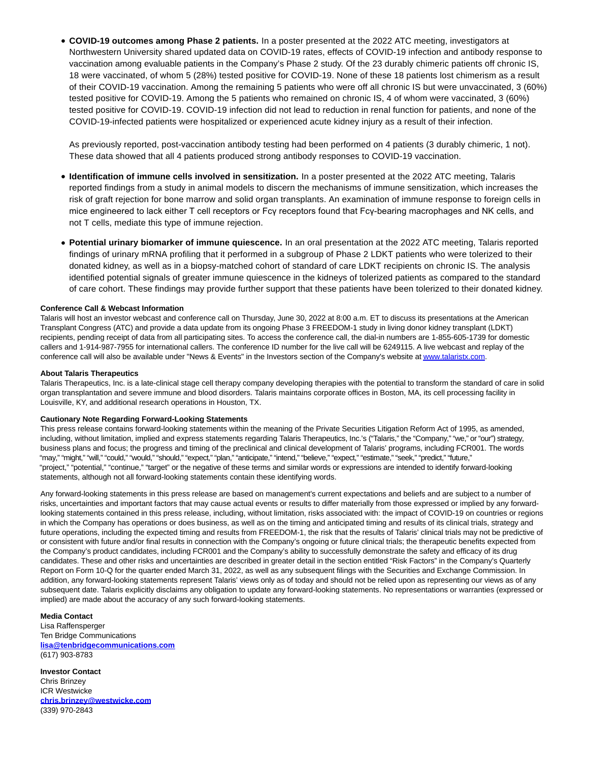- **COVID-19 outcomes among Phase 2 patients.** In a poster presented at the 2022 ATC meeting, investigators at Northwestern University shared updated data on COVID-19 rates, effects of COVID-19 infection and antibody response to vaccination among evaluable patients in the Company's Phase 2 study. Of the 23 durably chimeric patients off chronic IS, 18 were vaccinated, of whom 5 (28%) tested positive for COVID-19. None of these 18 patients lost chimerism as a result of their COVID-19 vaccination. Among the remaining 5 patients who were off all chronic IS but were unvaccinated, 3 (60%) tested positive for COVID-19. Among the 5 patients who remained on chronic IS, 4 of whom were vaccinated, 3 (60%) tested positive for COVID-19. COVID-19 infection did not lead to reduction in renal function for patients, and none of the COVID-19-infected patients were hospitalized or experienced acute kidney injury as a result of their infection.

  As previously reported, post-vaccination antibody testing had been performed on 4 patients (3 durably chimeric, 1 not). These data showed that all 4 patients produced strong antibody responses to COVID-19 vaccination.

- **Identification of immune cells involved in sensitization.** In a poster presented at the 2022 ATC meeting, Talaris reported findings from a study in animal models to discern the mechanisms of immune sensitization, which increases the risk of graft rejection for bone marrow and solid organ transplants. An examination of immune response to foreign cells in mice engineered to lack either T cell receptors or Fcγ receptors found that Fcγ-bearing macrophages and NK cells, and not T cells, mediate this type of immune rejection.

- **Potential urinary biomarker of immune quiescence.** In an oral presentation at the 2022 ATC meeting, Talaris reported findings of urinary mRNA profiling that it performed in a subgroup of Phase 2 LDKT patients who were tolerized to their donated kidney, as well as in a biopsy-matched cohort of standard of care LDKT recipients on chronic IS. The analysis identified potential signals of greater immune quiescence in the kidneys of tolerized patients as compared to the standard of care cohort. These findings may provide further support that these patients have been tolerized to their donated kidney.

**Conference Call & Webcast Information**

Talaris will host an investor webcast and conference call on Thursday, June 30, 2022 at 8:00 a.m. ET to discuss its presentations at the American Transplant Congress (ATC) and provide a data update from its ongoing Phase 3 FREEDOM-1 study in living donor kidney transplant (LDKT) recipients, pending receipt of data from all participating sites. To access the conference call, the dial-in numbers are 1-855-605-1739 for domestic callers and 1-914-987-7955 for international callers. The conference ID number for the live call will be 6249115. A live webcast and replay of the conference call will also be available under "News & Events" in the Investors section of the Company's website at www.talaristx.com.

**About Talaris Therapeutics**

Talaris Therapeutics, Inc. is a late-clinical stage cell therapy company developing therapies with the potential to transform the standard of care in solid organ transplantation and severe immune and blood disorders. Talaris maintains corporate offices in Boston, MA, its cell processing facility in Louisville, KY, and additional research operations in Houston, TX.

**Cautionary Note Regarding Forward-Looking Statements**

This press release contains forward-looking statements within the meaning of the Private Securities Litigation Reform Act of 1995, as amended, including, without limitation, implied and express statements regarding Talaris Therapeutics, Inc.'s ("Talaris," the "Company," "we," or "our") strategy, business plans and focus; the progress and timing of the preclinical and clinical development of Talaris' programs, including FCR001. The words "may," "might," "will," "could," "would," "should," "expect," "plan," "anticipate," "intend," "believe," "expect," "estimate," "seek," "predict," "future," "project," "potential," "continue," "target" or the negative of these terms and similar words or expressions are intended to identify forward-looking statements, although not all forward-looking statements contain these identifying words.

Any forward-looking statements in this press release are based on management's current expectations and beliefs and are subject to a number of risks, uncertainties and important factors that may cause actual events or results to differ materially from those expressed or implied by any forward-looking statements contained in this press release, including, without limitation, risks associated with: the impact of COVID-19 on countries or regions in which the Company has operations or does business, as well as on the timing and anticipated timing and results of its clinical trials, strategy and future operations, including the expected timing and results from FREEDOM-1, the risk that the results of Talaris' clinical trials may not be predictive of or consistent with future and/or final results in connection with the Company's ongoing or future clinical trials; the therapeutic benefits expected from the Company's product candidates, including FCR001 and the Company's ability to successfully demonstrate the safety and efficacy of its drug candidates. These and other risks and uncertainties are described in greater detail in the section entitled "Risk Factors" in the Company's Quarterly Report on Form 10-Q for the quarter ended March 31, 2022, as well as any subsequent filings with the Securities and Exchange Commission. In addition, any forward-looking statements represent Talaris' views only as of today and should not be relied upon as representing our views as of any subsequent date. Talaris explicitly disclaims any obligation to update any forward-looking statements. No representations or warranties (expressed or implied) are made about the accuracy of any such forward-looking statements.

**Media Contact**
Lisa Raffensperger
Ten Bridge Communications
**lisa@tenbridgecommunications.com**
(617) 903-8783

**Investor Contact**
Chris Brinzey
ICR Westwicke
**chris.brinzey@westwicke.com**
(339) 970-2843